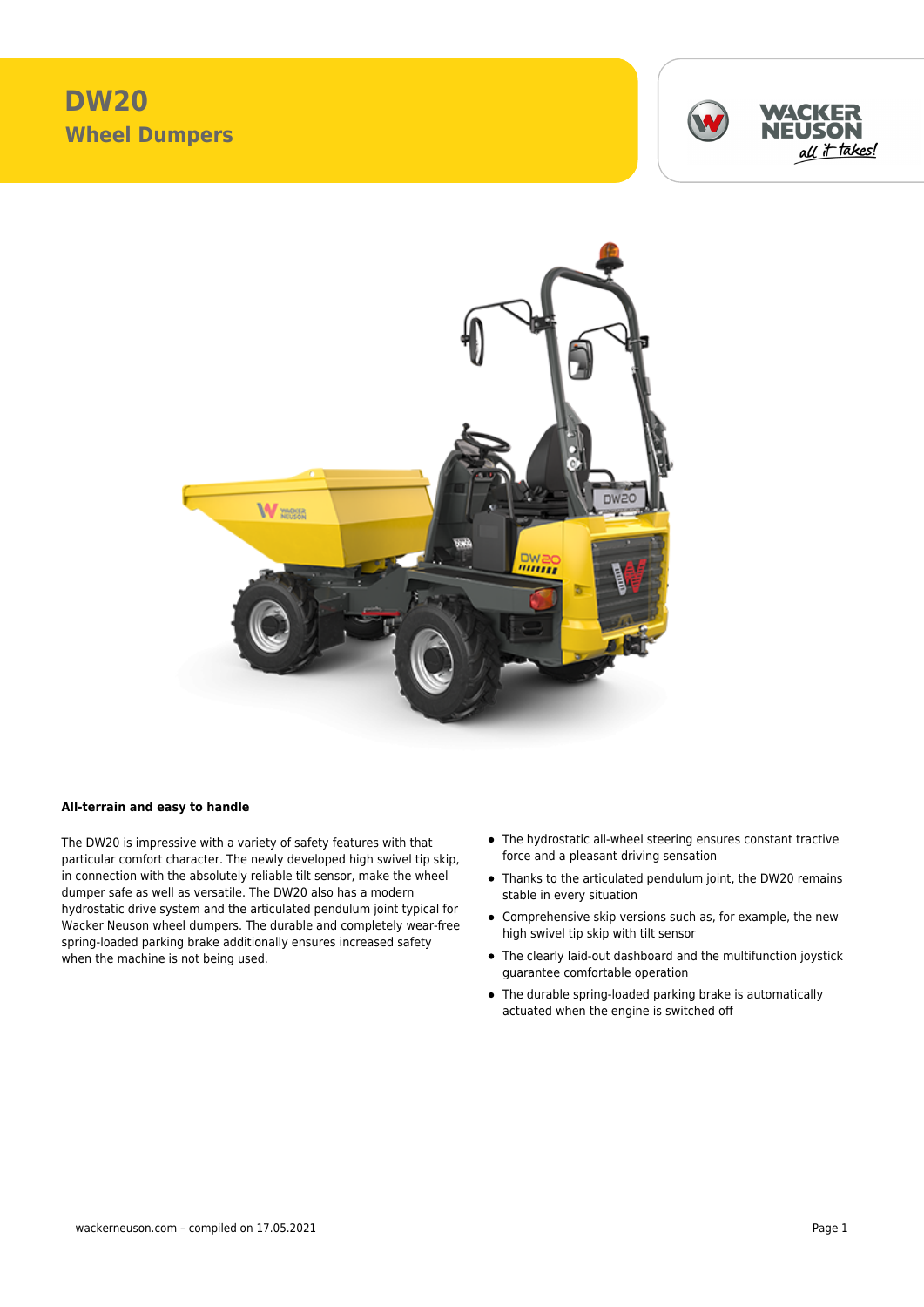# DW20

## Wheel Dumpers

### All-terrain and easy to handle

The DW20 is impressive with a variety of safety features with that particular comfort character. The newly developed high swivel tip skip, in connection with the absolutely reliable tilt sensor, make the wheel dumper safe as well as versatile. The DW20 also has a modern hydrostatic drive system and the articulated pendulum joint typical for Wacker Neuson wheel dumpers. The durable and completely wear-free spring-loaded parking brake additionally ensures increased safety when the machine is not being used.

- The hydrostatic all-wheel steering ensures constant tractive force and a pleasant driving sensation
- Thanks to the articulated pendulum joint, the DW20 remains stable in every situation
- Comprehensive skip versions such as, for example, the new high swivel tip skip with tilt sensor
- The clearly laid-out dashboard and the multifunction joystick guarantee comfortable operation
- The durable spring-loaded parking brake is automatically actuated when the engine is switched off

wackerneuson.com – compiled on 17.05.2021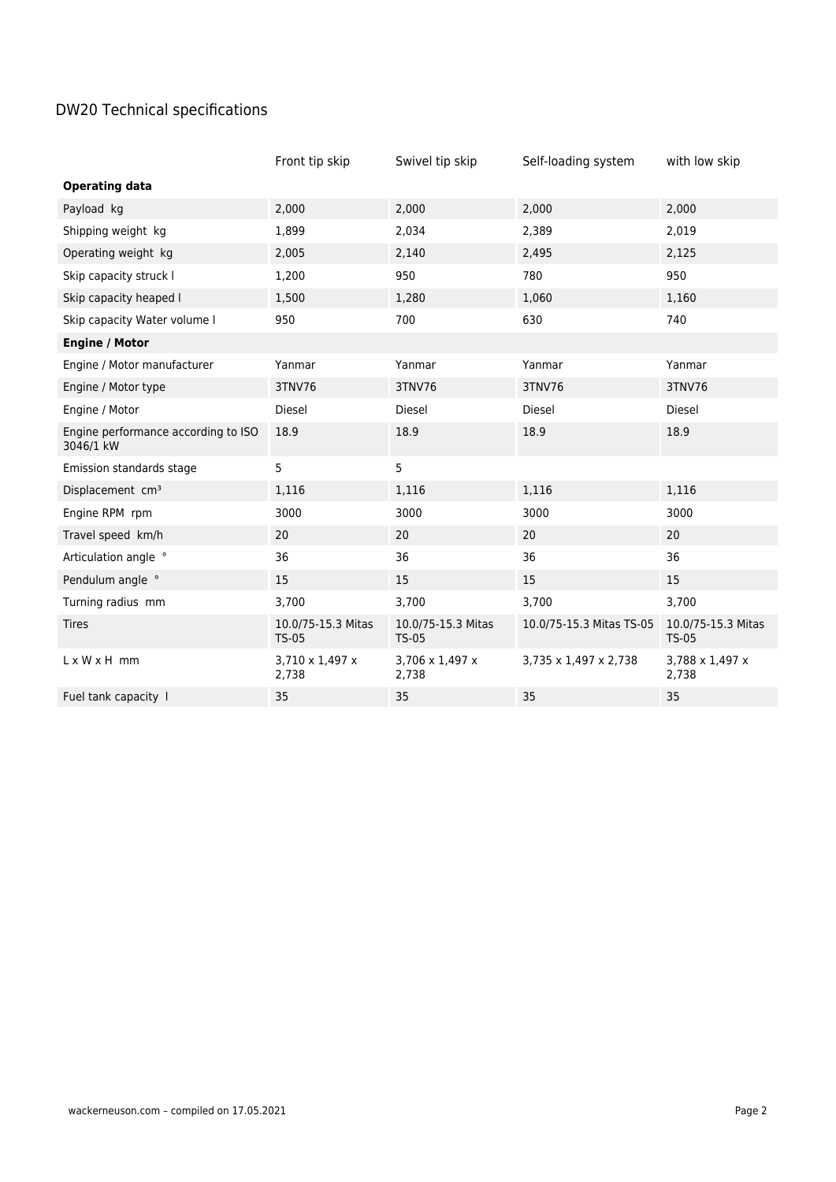# DW20 Technical specifications

| | Front tip skip | Swivel tip skip | Self-loading system | with low skip |
|---|---|---|---|---|
| **Operating data** | | | | |
| Payload kg | 2,000 | 2,000 | 2,000 | 2,000 |
| Shipping weight kg | 1,899 | 2,034 | 2,389 | 2,019 |
| Operating weight kg | 2,005 | 2,140 | 2,495 | 2,125 |
| Skip capacity struck l | 1,200 | 950 | 780 | 950 |
| Skip capacity heaped l | 1,500 | 1,280 | 1,060 | 1,160 |
| Skip capacity Water volume l | 950 | 700 | 630 | 740 |
| **Engine / Motor** | | | | |
| Engine / Motor manufacturer | Yanmar | Yanmar | Yanmar | Yanmar |
| Engine / Motor type | 3TNV76 | 3TNV76 | 3TNV76 | 3TNV76 |
| Engine / Motor | Diesel | Diesel | Diesel | Diesel |
| Engine performance according to ISO 3046/1 kW | 18.9 | 18.9 | 18.9 | 18.9 |
| Emission standards stage | 5 | 5 | | |
| Displacement cm³ | 1,116 | 1,116 | 1,116 | 1,116 |
| Engine RPM rpm | 3000 | 3000 | 3000 | 3000 |
| Travel speed km/h | 20 | 20 | 20 | 20 |
| Articulation angle ° | 36 | 36 | 36 | 36 |
| Pendulum angle ° | 15 | 15 | 15 | 15 |
| Turning radius mm | 3,700 | 3,700 | 3,700 | 3,700 |
| Tires | 10.0/75-15.3 Mitas TS-05 | 10.0/75-15.3 Mitas TS-05 | 10.0/75-15.3 Mitas TS-05 | 10.0/75-15.3 Mitas TS-05 |
| L x W x H mm | 3,710 x 1,497 x 2,738 | 3,706 x 1,497 x 2,738 | 3,735 x 1,497 x 2,738 | 3,788 x 1,497 x 2,738 |
| Fuel tank capacity l | 35 | 35 | 35 | 35 |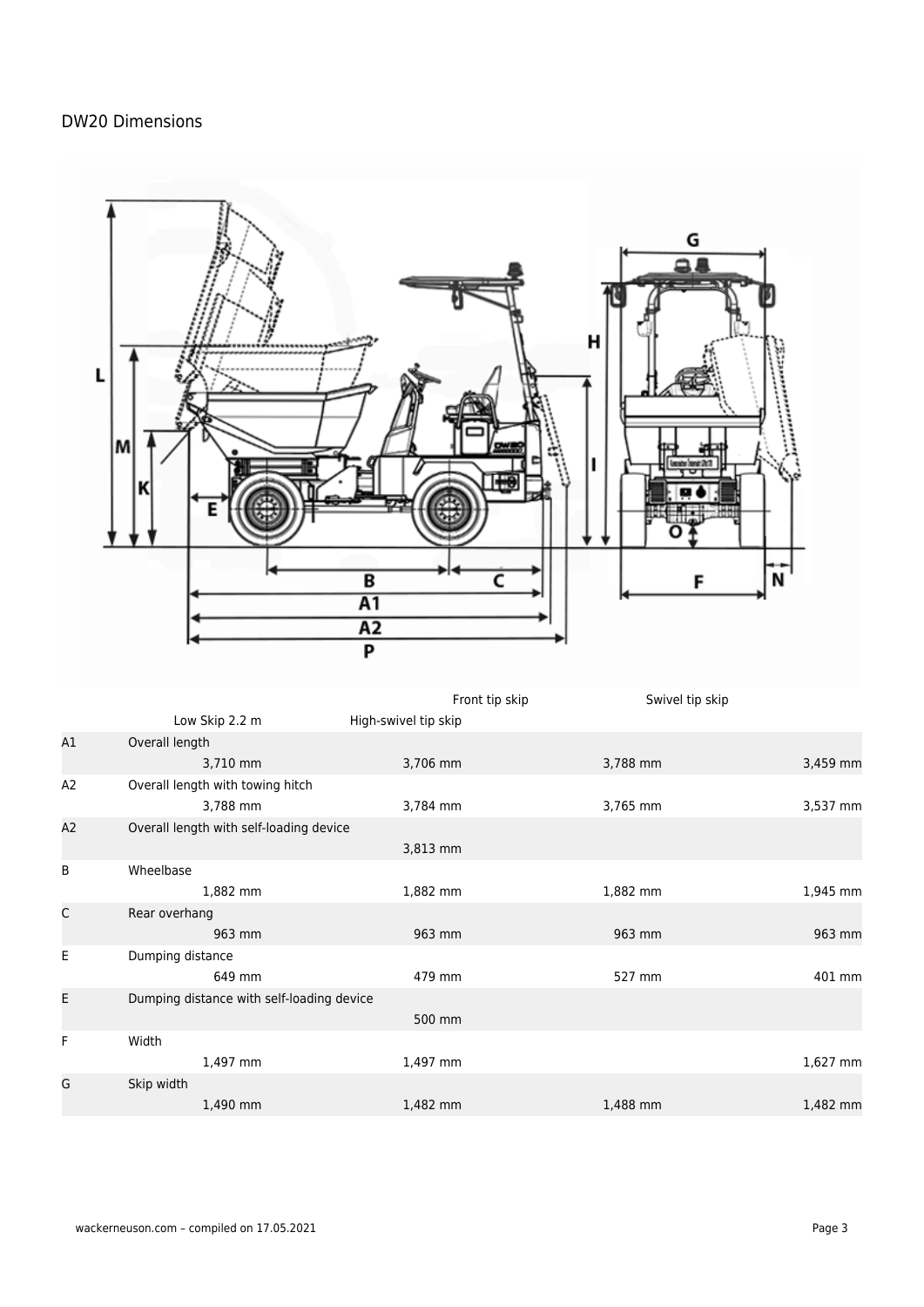## DW20 Dimensions

| | | Low Skip 2.2 m | High-swivel tip skip | Front tip skip | Swivel tip skip |
|---|---|---|---|---|---|
| A1 | Overall length | 3,710 mm | 3,706 mm | 3,788 mm | 3,459 mm |
| A2 | Overall length with towing hitch | 3,788 mm | 3,784 mm | 3,765 mm | 3,537 mm |
| A2 | Overall length with self-loading device | | 3,813 mm | | |
| B | Wheelbase | 1,882 mm | 1,882 mm | 1,882 mm | 1,945 mm |
| C | Rear overhang | 963 mm | 963 mm | 963 mm | 963 mm |
| E | Dumping distance | 649 mm | 479 mm | 527 mm | 401 mm |
| E | Dumping distance with self-loading device | | 500 mm | | |
| F | Width | 1,497 mm | 1,497 mm | | 1,627 mm |
| G | Skip width | 1,490 mm | 1,482 mm | 1,488 mm | 1,482 mm |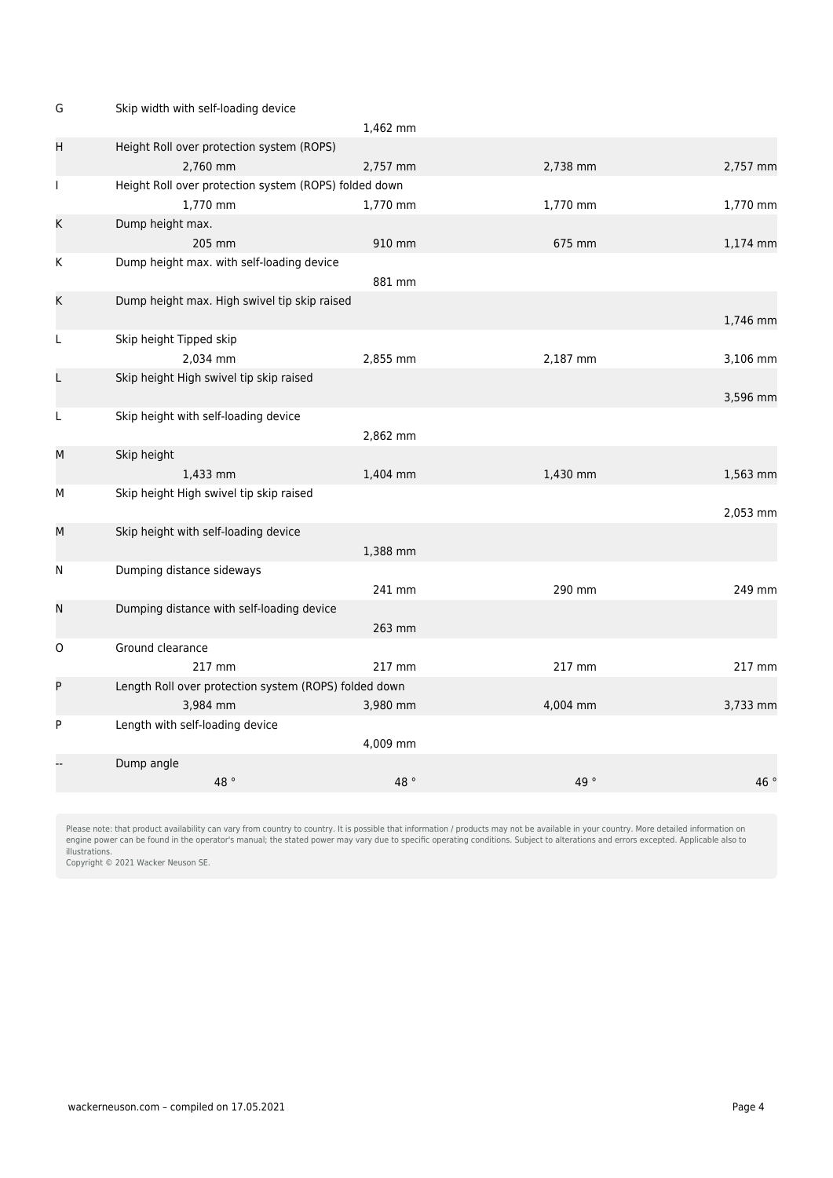| | | | | | |
|---|---|---|---|---|---|
| G | Skip width with self-loading device | | 1,462 mm | | |
| H | Height Roll over protection system (ROPS) | 2,760 mm | 2,757 mm | 2,738 mm | 2,757 mm |
| I | Height Roll over protection system (ROPS) folded down | 1,770 mm | 1,770 mm | 1,770 mm | 1,770 mm |
| K | Dump height max. | 205 mm | 910 mm | 675 mm | 1,174 mm |
| K | Dump height max. with self-loading device | | 881 mm | | |
| K | Dump height max. High swivel tip skip raised | | | | 1,746 mm |
| L | Skip height Tipped skip | 2,034 mm | 2,855 mm | 2,187 mm | 3,106 mm |
| L | Skip height High swivel tip skip raised | | | | 3,596 mm |
| L | Skip height with self-loading device | | 2,862 mm | | |
| M | Skip height | 1,433 mm | 1,404 mm | 1,430 mm | 1,563 mm |
| M | Skip height High swivel tip skip raised | | | | 2,053 mm |
| M | Skip height with self-loading device | | 1,388 mm | | |
| N | Dumping distance sideways | | 241 mm | 290 mm | 249 mm |
| N | Dumping distance with self-loading device | | 263 mm | | |
| O | Ground clearance | 217 mm | 217 mm | 217 mm | 217 mm |
| P | Length Roll over protection system (ROPS) folded down | 3,984 mm | 3,980 mm | 4,004 mm | 3,733 mm |
| P | Length with self-loading device | | 4,009 mm | | |
| -- | Dump angle | 48 ° | 48 ° | 49 ° | 46 ° |

Please note: that product availability can vary from country to country. It is possible that information / products may not be available in your country. More detailed information on engine power can be found in the operator's manual; the stated power may vary due to specific operating conditions. Subject to alterations and errors excepted. Applicable also to illustrations.
Copyright © 2021 Wacker Neuson SE.